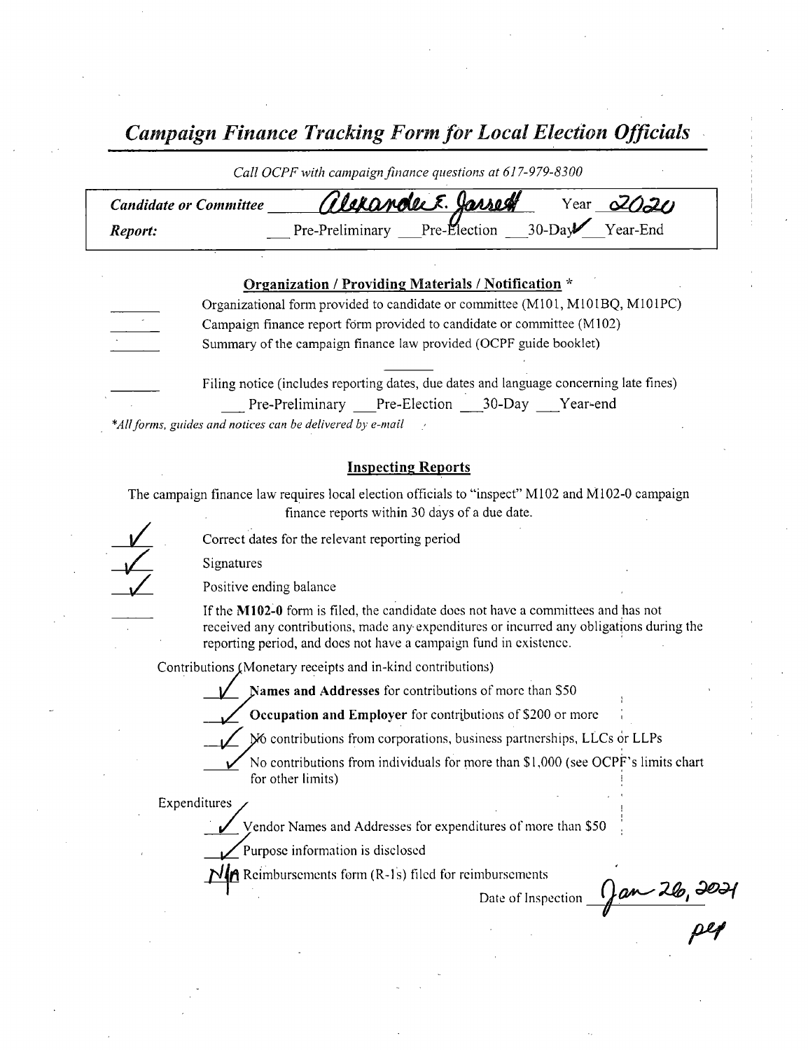# *Campaign Finance Tracking Form for Local Election Officials*

*Call OCPF with campaign finance questions at 617-979-8300*

**Candidate or Committee** Alexander E. Jarrett Year 2020

**Report:** ___ Pre-Preliminary ___ Pre-Election ___ 30-Day ✓ ___ Year-End

## Organization / Providing Materials / Notification *

_______ Organizational form provided to candidate or committee (M101, M101BQ, M101PC)

_______ Campaign finance report form provided to candidate or committee (M102)

_______ Summary of the campaign finance law provided (OCPF guide booklet)

_______ Filing notice (includes reporting dates, due dates and language concerning late fines)

___ Pre-Preliminary ___ Pre-Election ___ 30-Day ___ Year-end

*\*All forms, guides and notices can be delivered by e-mail*

## Inspecting Reports

The campaign finance law requires local election officials to "inspect" M102 and M102-0 campaign finance reports within 30 days of a due date.

✓ Correct dates for the relevant reporting period

✓ Signatures

✓ Positive ending balance

_______ If the **M102-0** form is filed, the candidate does not have a committees and has not received any contributions, made any expenditures or incurred any obligations during the reporting period, and does not have a campaign fund in existence.

Contributions (Monetary receipts and in-kind contributions)

✓ **Names and Addresses** for contributions of more than $50

✓ **Occupation and Employer** for contributions of $200 or more

✓ No contributions from corporations, business partnerships, LLCs or LLPs

✓ No contributions from individuals for more than $1,000 (see OCPF's limits chart for other limits)

Expenditures

✓ Vendor Names and Addresses for expenditures of more than $50

✓ Purpose information is disclosed

N/A Reimbursements form (R-1's) filed for reimbursements

Date of Inspection Jan 26, 2021

pep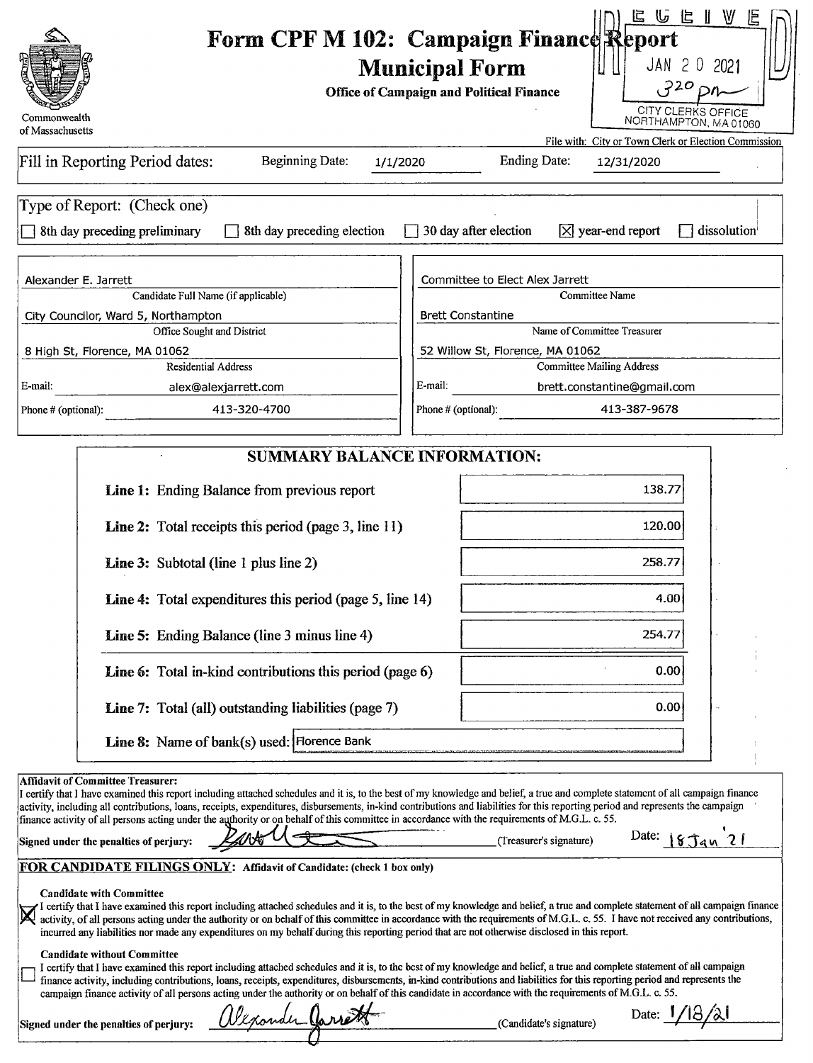# Form CPF M 102: Campaign Finance Report

## Municipal Form

**Office of Campaign and Political Finance**

Commonwealth of Massachusetts

RECEIVED
JAN 20 2021
3:20 pm
CITY CLERKS OFFICE
NORTHAMPTON, MA 01060

File with: City or Town Clerk or Election Commission

Fill in Reporting Period dates: Beginning Date: 1/1/2020 Ending Date: 12/31/2020

Type of Report: (Check one)

☐ 8th day preceding preliminary ☐ 8th day preceding election ☐ 30 day after election ☒ year-end report ☐ dissolution

| | |
|---|---|
| Alexander E. Jarrett | Committee to Elect Alex Jarrett |
| Candidate Full Name (if applicable) | Committee Name |
| City Councilor, Ward 5, Northampton | Brett Constantine |
| Office Sought and District | Name of Committee Treasurer |
| 8 High St, Florence, MA 01062 | 52 Willow St, Florence, MA 01062 |
| Residential Address | Committee Mailing Address |
| E-mail: alex@alexjarrett.com | E-mail: brett.constantine@gmail.com |
| Phone # (optional): 413-320-4700 | Phone # (optional): 413-387-9678 |

## SUMMARY BALANCE INFORMATION:

| | |
|---|---|
| **Line 1:** Ending Balance from previous report | 138.77 |
| **Line 2:** Total receipts this period (page 3, line 11) | 120.00 |
| **Line 3:** Subtotal (line 1 plus line 2) | 258.77 |
| **Line 4:** Total expenditures this period (page 5, line 14) | 4.00 |
| **Line 5:** Ending Balance (line 3 minus line 4) | 254.77 |
| **Line 6:** Total in-kind contributions this period (page 6) | 0.00 |
| **Line 7:** Total (all) outstanding liabilities (page 7) | 0.00 |
| **Line 8:** Name of bank(s) used: | Florence Bank |

**Affidavit of Committee Treasurer:**
I certify that I have examined this report including attached schedules and it is, to the best of my knowledge and belief, a true and complete statement of all campaign finance activity, including all contributions, loans, receipts, expenditures, disbursements, in-kind contributions and liabilities for this reporting period and represents the campaign finance activity of all persons acting under the authority or on behalf of this committee in accordance with the requirements of M.G.L. c. 55.

**Signed under the penalties of perjury:** [signature] (Treasurer's signature) Date: 18 Jan '21

**FOR CANDIDATE FILINGS ONLY:** **Affidavit of Candidate: (check 1 box only)**

**Candidate with Committee**
☒ I certify that I have examined this report including attached schedules and it is, to the best of my knowledge and belief, a true and complete statement of all campaign finance activity, of all persons acting under the authority or on behalf of this committee in accordance with the requirements of M.G.L. c. 55. I have not received any contributions, incurred any liabilities nor made any expenditures on my behalf during this reporting period that are not otherwise disclosed in this report.

**Candidate without Committee**
☐ I certify that I have examined this report including attached schedules and it is, to the best of my knowledge and belief, a true and complete statement of all campaign finance activity, including contributions, loans, receipts, expenditures, disbursements, in-kind contributions and liabilities for this reporting period and represents the campaign finance activity of all persons acting under the authority or on behalf of this candidate in accordance with the requirements of M.G.L. c. 55.

**Signed under the penalties of perjury:** Alexander Jarrett (Candidate's signature) Date: 1/18/21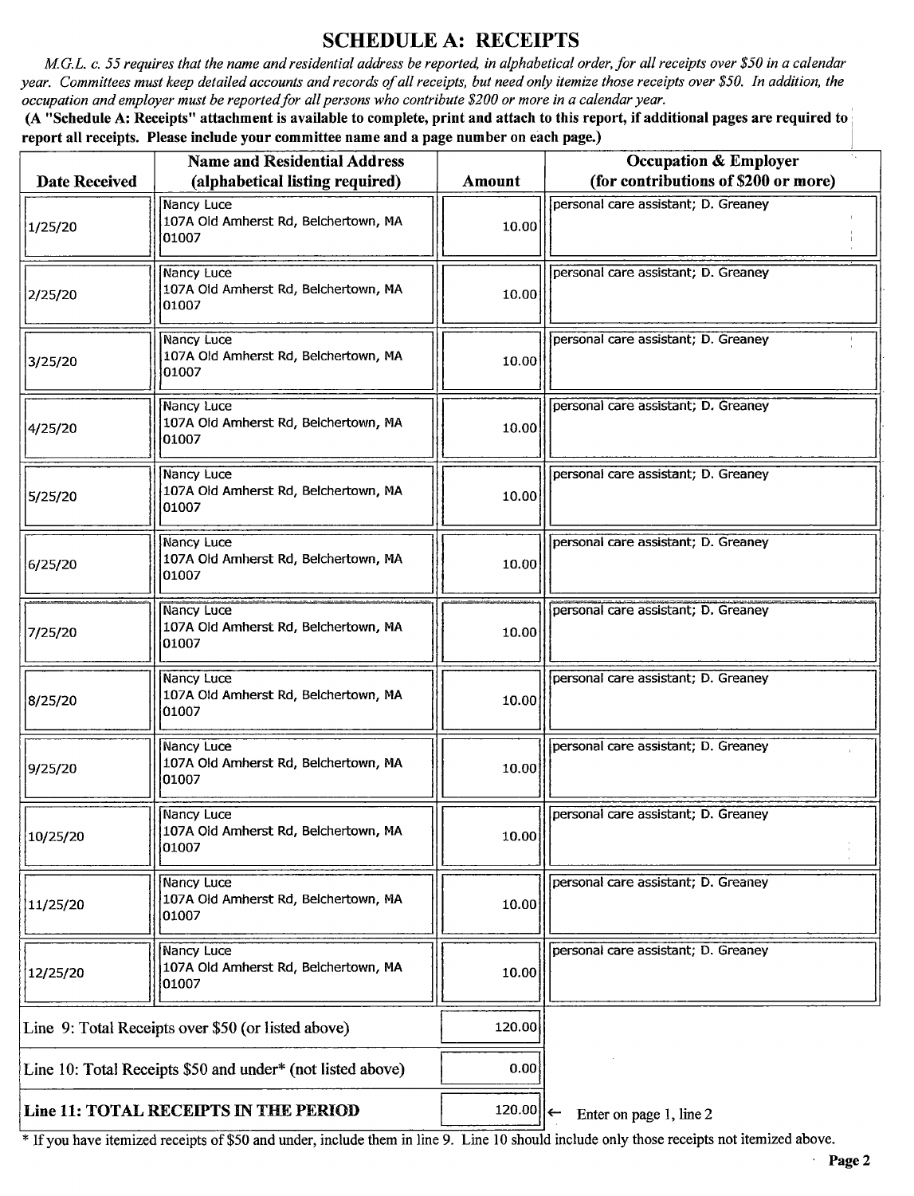# SCHEDULE A: RECEIPTS

*M.G.L. c. 55 requires that the name and residential address be reported, in alphabetical order, for all receipts over $50 in a calendar year. Committees must keep detailed accounts and records of all receipts, but need only itemize those receipts over $50. In addition, the occupation and employer must be reported for all persons who contribute $200 or more in a calendar year.*

**(A "Schedule A: Receipts" attachment is available to complete, print and attach to this report, if additional pages are required to report all receipts. Please include your committee name and a page number on each page.)**

| Date Received | Name and Residential Address (alphabetical listing required) | Amount | Occupation & Employer (for contributions of $200 or more) |
|---|---|---|---|
| 1/25/20 | Nancy Luce 107A Old Amherst Rd, Belchertown, MA 01007 | 10.00 | personal care assistant; D. Greaney |
| 2/25/20 | Nancy Luce 107A Old Amherst Rd, Belchertown, MA 01007 | 10.00 | personal care assistant; D. Greaney |
| 3/25/20 | Nancy Luce 107A Old Amherst Rd, Belchertown, MA 01007 | 10.00 | personal care assistant; D. Greaney |
| 4/25/20 | Nancy Luce 107A Old Amherst Rd, Belchertown, MA 01007 | 10.00 | personal care assistant; D. Greaney |
| 5/25/20 | Nancy Luce 107A Old Amherst Rd, Belchertown, MA 01007 | 10.00 | personal care assistant; D. Greaney |
| 6/25/20 | Nancy Luce 107A Old Amherst Rd, Belchertown, MA 01007 | 10.00 | personal care assistant; D. Greaney |
| 7/25/20 | Nancy Luce 107A Old Amherst Rd, Belchertown, MA 01007 | 10.00 | personal care assistant; D. Greaney |
| 8/25/20 | Nancy Luce 107A Old Amherst Rd, Belchertown, MA 01007 | 10.00 | personal care assistant; D. Greaney |
| 9/25/20 | Nancy Luce 107A Old Amherst Rd, Belchertown, MA 01007 | 10.00 | personal care assistant; D. Greaney |
| 10/25/20 | Nancy Luce 107A Old Amherst Rd, Belchertown, MA 01007 | 10.00 | personal care assistant; D. Greaney |
| 11/25/20 | Nancy Luce 107A Old Amherst Rd, Belchertown, MA 01007 | 10.00 | personal care assistant; D. Greaney |
| 12/25/20 | Nancy Luce 107A Old Amherst Rd, Belchertown, MA 01007 | 10.00 | personal care assistant; D. Greaney |
| Line 9: Total Receipts over $50 (or listed above) | | 120.00 | |
| Line 10: Total Receipts $50 and under* (not listed above) | | 0.00 | |
| **Line 11: TOTAL RECEIPTS IN THE PERIOD** | | 120.00 | ← Enter on page 1, line 2 |

* If you have itemized receipts of $50 and under, include them in line 9. Line 10 should include only those receipts not itemized above.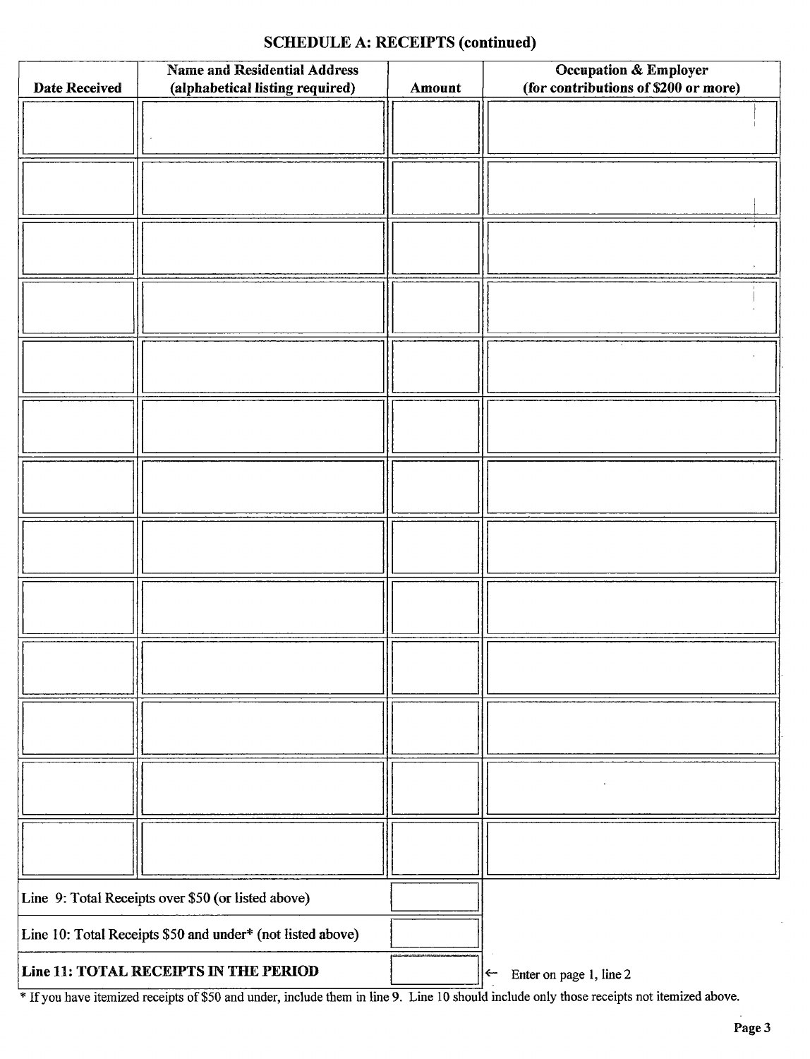## SCHEDULE A: RECEIPTS (continued)

| Date Received | Name and Residential Address (alphabetical listing required) | Amount | Occupation & Employer (for contributions of $200 or more) |
|---|---|---|---|
| | | | |
| | | | |
| | | | |
| | | | |
| | | | |
| | | | |
| | | | |
| | | | |
| | | | |
| | | | |
| | | | |
| | | | |
| | | | |

| | | |
|---|---|---|
| Line 9: Total Receipts over $50 (or listed above) | | |
| Line 10: Total Receipts $50 and under* (not listed above) | | |
| **Line 11: TOTAL RECEIPTS IN THE PERIOD** | | ← Enter on page 1, line 2 |

* If you have itemized receipts of $50 and under, include them in line 9. Line 10 should include only those receipts not itemized above.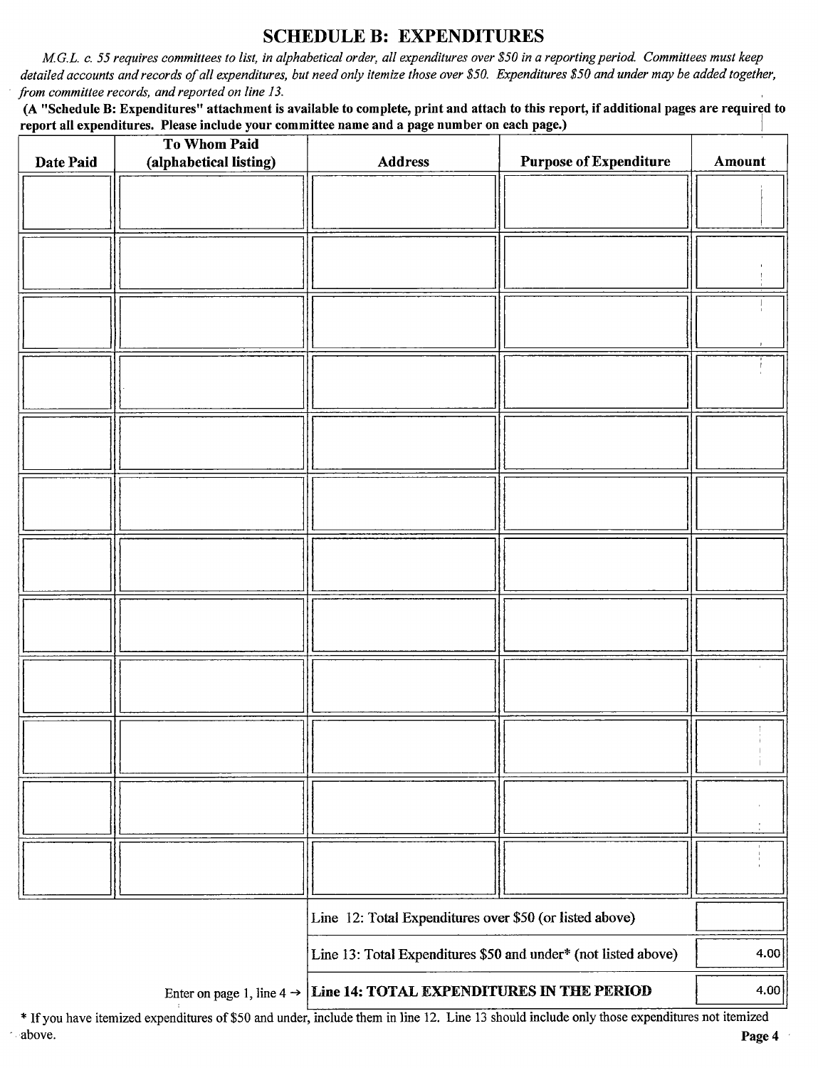# SCHEDULE B: EXPENDITURES

*M.G.L. c. 55 requires committees to list, in alphabetical order, all expenditures over $50 in a reporting period. Committees must keep detailed accounts and records of all expenditures, but need only itemize those over $50. Expenditures $50 and under may be added together, from committee records, and reported on line 13.*

**(A "Schedule B: Expenditures" attachment is available to complete, print and attach to this report, if additional pages are required to report all expenditures. Please include your committee name and a page number on each page.)**

| Date Paid | To Whom Paid (alphabetical listing) | Address | Purpose of Expenditure | Amount |
|---|---|---|---|---|
| | | | | |
| | | | | |
| | | | | |
| | | | | |
| | | | | |
| | | | | |
| | | | | |
| | | | | |
| | | | | |
| | | | | |
| | | | | |
| | | | | |

| | |
|---|---|
| Line 12: Total Expenditures over $50 (or listed above) | |
| Line 13: Total Expenditures $50 and under* (not listed above) | 4.00 |
| Enter on page 1, line 4 → **Line 14: TOTAL EXPENDITURES IN THE PERIOD** | 4.00 |

* If you have itemized expenditures of $50 and under, include them in line 12. Line 13 should include only those expenditures not itemized above.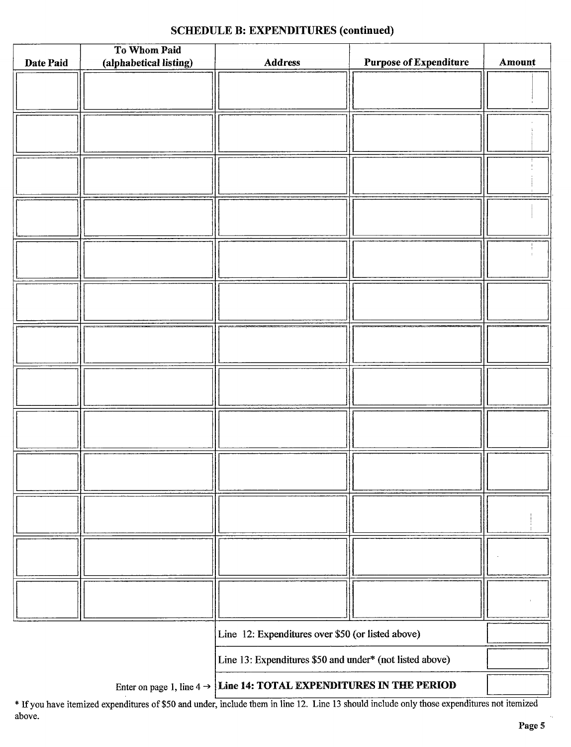## SCHEDULE B: EXPENDITURES (continued)

| Date Paid | To Whom Paid (alphabetical listing) | Address | Purpose of Expenditure | Amount |
|---|---|---|---|---|
| | | | | |
| | | | | |
| | | | | |
| | | | | |
| | | | | |
| | | | | |
| | | | | |
| | | | | |
| | | | | |
| | | | | |
| | | | | |
| | | | | |
| | | | | |

| | |
|---|---|
| Line 12: Expenditures over $50 (or listed above) | |
| Line 13: Expenditures $50 and under* (not listed above) | |
| Enter on page 1, line 4 → **Line 14: TOTAL EXPENDITURES IN THE PERIOD** | |

* If you have itemized expenditures of $50 and under, include them in line 12. Line 13 should include only those expenditures not itemized above.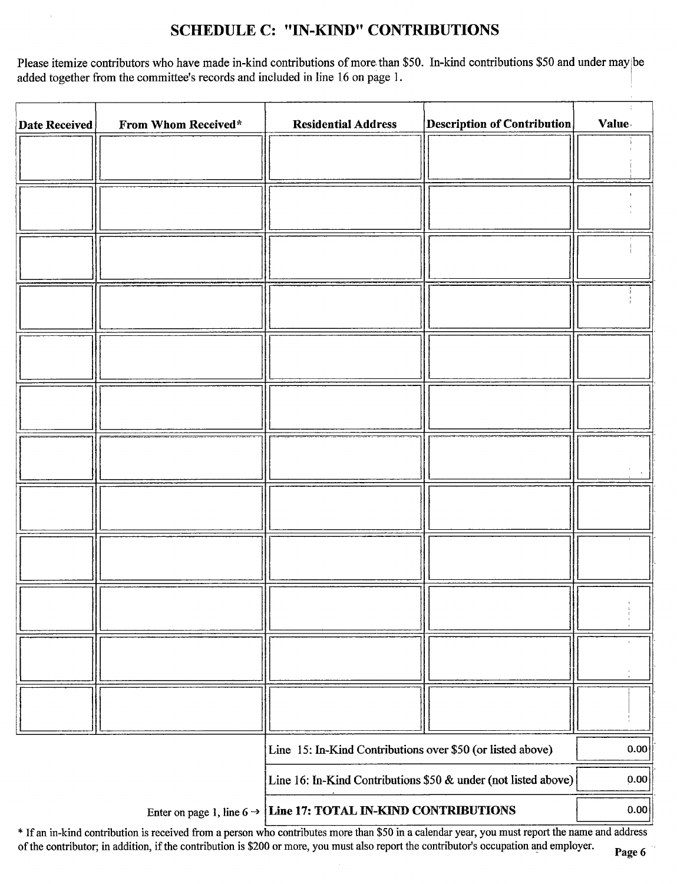# SCHEDULE C: "IN-KIND" CONTRIBUTIONS

Please itemize contributors who have made in-kind contributions of more than $50. In-kind contributions $50 and under may be added together from the committee's records and included in line 16 on page 1.

| Date Received | From Whom Received* | Residential Address | Description of Contribution | Value |
|---|---|---|---|---|
| | | | | |
| | | | | |
| | | | | |
| | | | | |
| | | | | |
| | | | | |
| | | | | |
| | | | | |
| | | | | |
| | | | | |
| | | | | |
| | | | | |

| | |
|---|---|
| Line 15: In-Kind Contributions over $50 (or listed above) | 0.00 |
| Line 16: In-Kind Contributions $50 & under (not listed above) | 0.00 |
| Enter on page 1, line 6 → **Line 17: TOTAL IN-KIND CONTRIBUTIONS** | 0.00 |

* If an in-kind contribution is received from a person who contributes more than $50 in a calendar year, you must report the name and address of the contributor; in addition, if the contribution is $200 or more, you must also report the contributor's occupation and employer.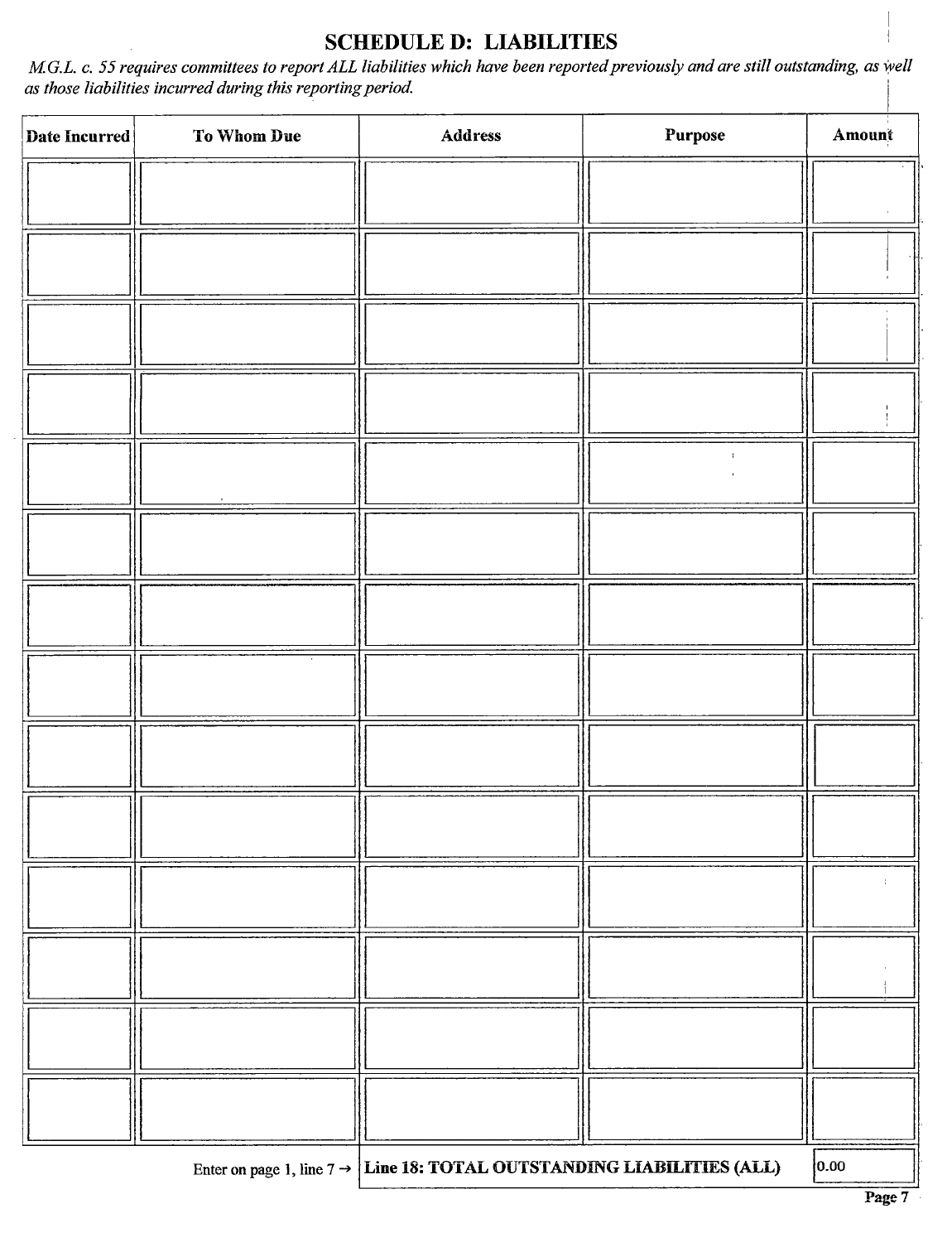## SCHEDULE D: LIABILITIES

*M.G.L. c. 55 requires committees to report ALL liabilities which have been reported previously and are still outstanding, as well as those liabilities incurred during this reporting period.*

| Date Incurred | To Whom Due | Address | Purpose | Amount |
|---|---|---|---|---|
| | | | | |
| | | | | |
| | | | | |
| | | | | |
| | | | | |
| | | | | |
| | | | | |
| | | | | |
| | | | | |
| | | | | |
| | | | | |
| | | | | |
| | | | | |
| | | | | |

Enter on page 1, line 7 → **Line 18: TOTAL OUTSTANDING LIABILITIES (ALL)** 0.00